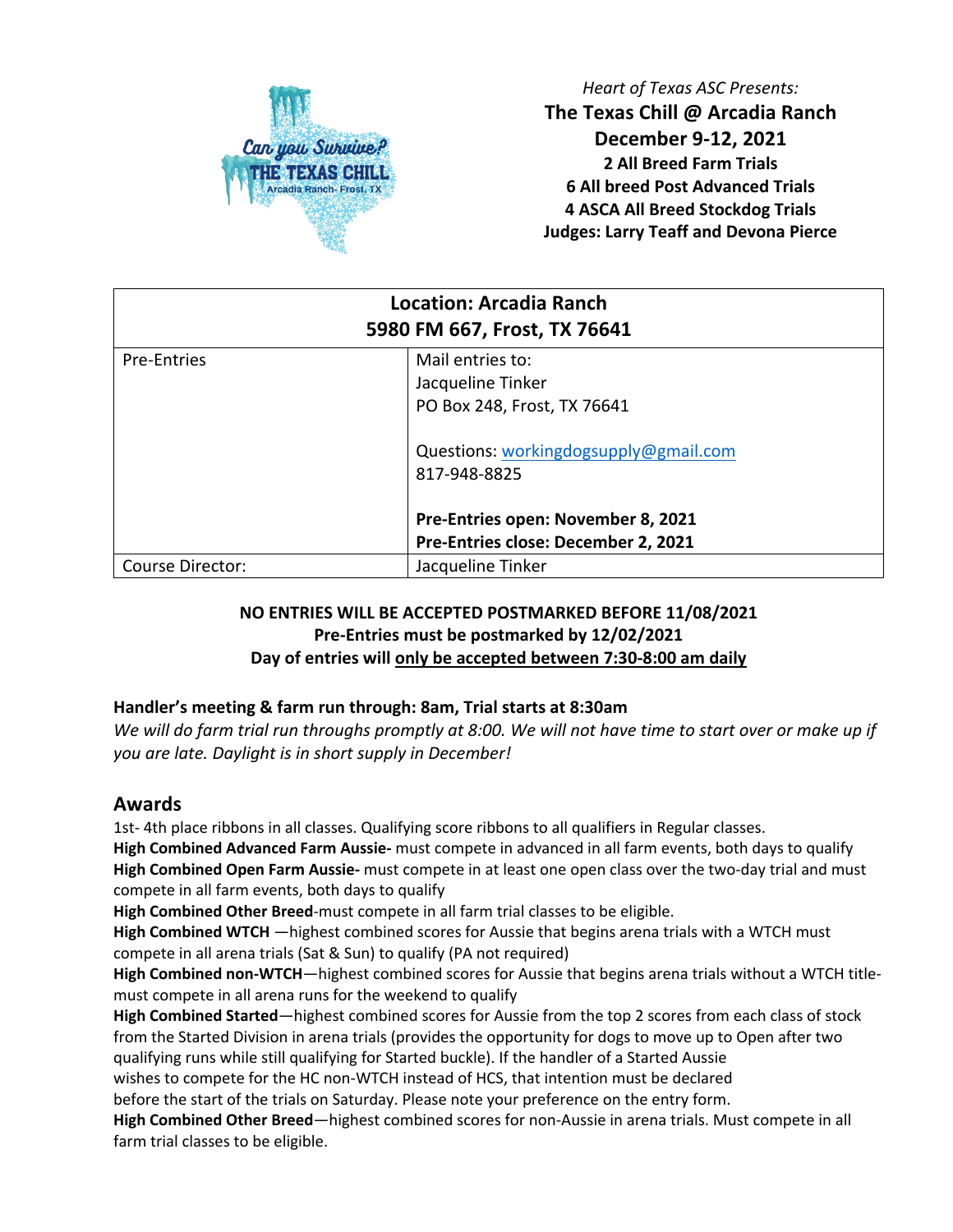*Heart of Texas ASC Presents:*

**The Texas Chill @ Arcadia Ranch**
**December 9-12, 2021**
**2 All Breed Farm Trials**
**6 All breed Post Advanced Trials**
**4 ASCA All Breed Stockdog Trials**
**Judges: Larry Teaff and Devona Pierce**

| **Location: Arcadia Ranch 5980 FM 667, Frost, TX 76641** | |
|---|---|
| Pre-Entries | Mail entries to: Jacqueline Tinker PO Box 248, Frost, TX 76641<br><br>Questions: workingdogsupply@gmail.com 817-948-8825<br><br>**Pre-Entries open: November 8, 2021**<br>**Pre-Entries close: December 2, 2021** |
| Course Director: | Jacqueline Tinker |

**NO ENTRIES WILL BE ACCEPTED POSTMARKED BEFORE 11/08/2021**
**Pre-Entries must be postmarked by 12/02/2021**
**Day of entries will only be accepted between 7:30-8:00 am daily**

**Handler's meeting & farm run through: 8am, Trial starts at 8:30am**

*We will do farm trial run throughs promptly at 8:00. We will not have time to start over or make up if you are late. Daylight is in short supply in December!*

## Awards

1st- 4th place ribbons in all classes. Qualifying score ribbons to all qualifiers in Regular classes.

**High Combined Advanced Farm Aussie-** must compete in advanced in all farm events, both days to qualify

**High Combined Open Farm Aussie-** must compete in at least one open class over the two-day trial and must compete in all farm events, both days to qualify

**High Combined Other Breed**-must compete in all farm trial classes to be eligible.

**High Combined WTCH** —highest combined scores for Aussie that begins arena trials with a WTCH must compete in all arena trials (Sat & Sun) to qualify (PA not required)

**High Combined non-WTCH**—highest combined scores for Aussie that begins arena trials without a WTCH title- must compete in all arena runs for the weekend to qualify

**High Combined Started**—highest combined scores for Aussie from the top 2 scores from each class of stock from the Started Division in arena trials (provides the opportunity for dogs to move up to Open after two qualifying runs while still qualifying for Started buckle). If the handler of a Started Aussie wishes to compete for the HC non-WTCH instead of HCS, that intention must be declared before the start of the trials on Saturday. Please note your preference on the entry form.

**High Combined Other Breed**—highest combined scores for non-Aussie in arena trials. Must compete in all farm trial classes to be eligible.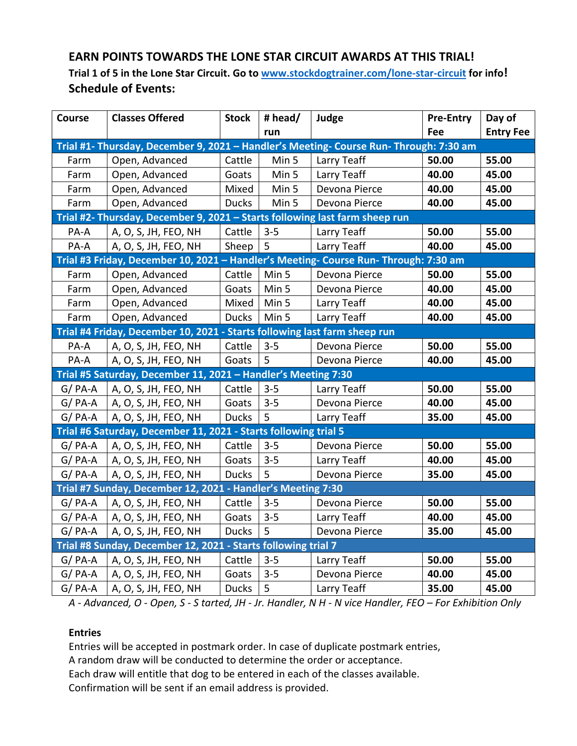### EARN POINTS TOWARDS THE LONE STAR CIRCUIT AWARDS AT THIS TRIAL!

**Trial 1 of 5 in the Lone Star Circuit. Go to www.stockdogtrainer.com/lone-star-circuit for info!**

**Schedule of Events:**

| Course | Classes Offered | Stock | # head/ run | Judge | Pre-Entry Fee | Day of Entry Fee |
|---|---|---|---|---|---|---|
| **Trial #1- Thursday, December 9, 2021 – Handler's Meeting- Course Run- Through: 7:30 am** | | | | | | |
| Farm | Open, Advanced | Cattle | Min 5 | Larry Teaff | **50.00** | **55.00** |
| Farm | Open, Advanced | Goats | Min 5 | Larry Teaff | **40.00** | **45.00** |
| Farm | Open, Advanced | Mixed | Min 5 | Devona Pierce | **40.00** | **45.00** |
| Farm | Open, Advanced | Ducks | Min 5 | Devona Pierce | **40.00** | **45.00** |
| **Trial #2- Thursday, December 9, 2021 – Starts following last farm sheep run** | | | | | | |
| PA-A | A, O, S, JH, FEO, NH | Cattle | 3-5 | Larry Teaff | **50.00** | **55.00** |
| PA-A | A, O, S, JH, FEO, NH | Sheep | 5 | Larry Teaff | **40.00** | **45.00** |
| **Trial #3 Friday, December 10, 2021 – Handler's Meeting- Course Run- Through: 7:30 am** | | | | | | |
| Farm | Open, Advanced | Cattle | Min 5 | Devona Pierce | **50.00** | **55.00** |
| Farm | Open, Advanced | Goats | Min 5 | Devona Pierce | **40.00** | **45.00** |
| Farm | Open, Advanced | Mixed | Min 5 | Larry Teaff | **40.00** | **45.00** |
| Farm | Open, Advanced | Ducks | Min 5 | Larry Teaff | **40.00** | **45.00** |
| **Trial #4 Friday, December 10, 2021 - Starts following last farm sheep run** | | | | | | |
| PA-A | A, O, S, JH, FEO, NH | Cattle | 3-5 | Devona Pierce | **50.00** | **55.00** |
| PA-A | A, O, S, JH, FEO, NH | Goats | 5 | Devona Pierce | **40.00** | **45.00** |
| **Trial #5 Saturday, December 11, 2021 – Handler's Meeting 7:30** | | | | | | |
| G/ PA-A | A, O, S, JH, FEO, NH | Cattle | 3-5 | Larry Teaff | **50.00** | **55.00** |
| G/ PA-A | A, O, S, JH, FEO, NH | Goats | 3-5 | Devona Pierce | **40.00** | **45.00** |
| G/ PA-A | A, O, S, JH, FEO, NH | Ducks | 5 | Larry Teaff | **35.00** | **45.00** |
| **Trial #6 Saturday, December 11, 2021 - Starts following trial 5** | | | | | | |
| G/ PA-A | A, O, S, JH, FEO, NH | Cattle | 3-5 | Devona Pierce | **50.00** | **55.00** |
| G/ PA-A | A, O, S, JH, FEO, NH | Goats | 3-5 | Larry Teaff | **40.00** | **45.00** |
| G/ PA-A | A, O, S, JH, FEO, NH | Ducks | 5 | Devona Pierce | **35.00** | **45.00** |
| **Trial #7 Sunday, December 12, 2021 - Handler's Meeting 7:30** | | | | | | |
| G/ PA-A | A, O, S, JH, FEO, NH | Cattle | 3-5 | Devona Pierce | **50.00** | **55.00** |
| G/ PA-A | A, O, S, JH, FEO, NH | Goats | 3-5 | Larry Teaff | **40.00** | **45.00** |
| G/ PA-A | A, O, S, JH, FEO, NH | Ducks | 5 | Devona Pierce | **35.00** | **45.00** |
| **Trial #8 Sunday, December 12, 2021 - Starts following trial 7** | | | | | | |
| G/ PA-A | A, O, S, JH, FEO, NH | Cattle | 3-5 | Larry Teaff | **50.00** | **55.00** |
| G/ PA-A | A, O, S, JH, FEO, NH | Goats | 3-5 | Devona Pierce | **40.00** | **45.00** |
| G/ PA-A | A, O, S, JH, FEO, NH | Ducks | 5 | Larry Teaff | **35.00** | **45.00** |

*A - Advanced, O - Open, S - S tarted, JH - Jr. Handler, N H - N vice Handler, FEO – For Exhibition Only*

**Entries**

Entries will be accepted in postmark order. In case of duplicate postmark entries,
A random draw will be conducted to determine the order or acceptance.
Each draw will entitle that dog to be entered in each of the classes available.
Confirmation will be sent if an email address is provided.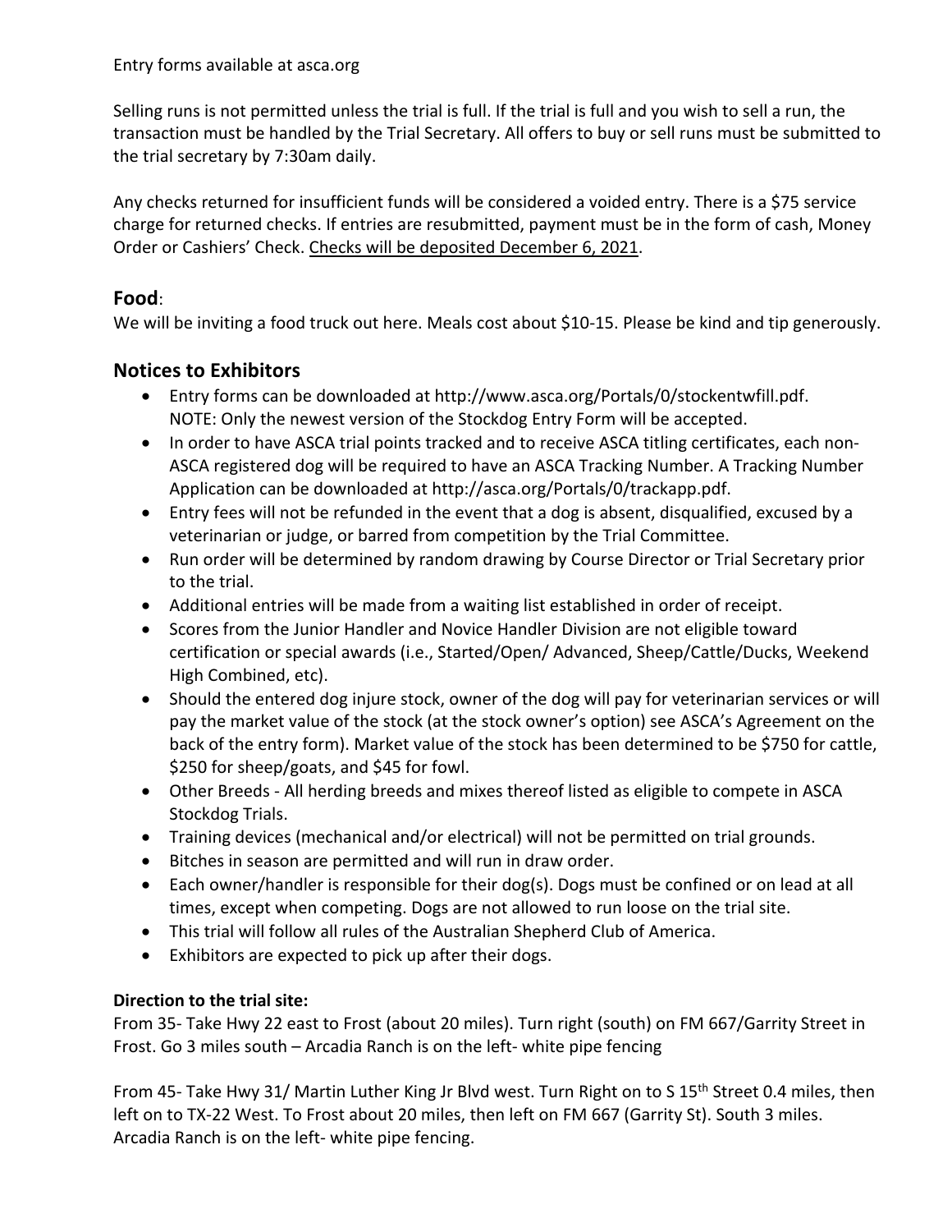Entry forms available at asca.org

Selling runs is not permitted unless the trial is full. If the trial is full and you wish to sell a run, the transaction must be handled by the Trial Secretary. All offers to buy or sell runs must be submitted to the trial secretary by 7:30am daily.

Any checks returned for insufficient funds will be considered a voided entry. There is a $75 service charge for returned checks. If entries are resubmitted, payment must be in the form of cash, Money Order or Cashiers' Check. <u>Checks will be deposited December 6, 2021</u>.

## Food:

We will be inviting a food truck out here. Meals cost about $10-15. Please be kind and tip generously.

## Notices to Exhibitors

- Entry forms can be downloaded at http://www.asca.org/Portals/0/stockentwfill.pdf. NOTE: Only the newest version of the Stockdog Entry Form will be accepted.
- In order to have ASCA trial points tracked and to receive ASCA titling certificates, each non-ASCA registered dog will be required to have an ASCA Tracking Number. A Tracking Number Application can be downloaded at http://asca.org/Portals/0/trackapp.pdf.
- Entry fees will not be refunded in the event that a dog is absent, disqualified, excused by a veterinarian or judge, or barred from competition by the Trial Committee.
- Run order will be determined by random drawing by Course Director or Trial Secretary prior to the trial.
- Additional entries will be made from a waiting list established in order of receipt.
- Scores from the Junior Handler and Novice Handler Division are not eligible toward certification or special awards (i.e., Started/Open/ Advanced, Sheep/Cattle/Ducks, Weekend High Combined, etc).
- Should the entered dog injure stock, owner of the dog will pay for veterinarian services or will pay the market value of the stock (at the stock owner's option) see ASCA's Agreement on the back of the entry form). Market value of the stock has been determined to be $750 for cattle, $250 for sheep/goats, and $45 for fowl.
- Other Breeds - All herding breeds and mixes thereof listed as eligible to compete in ASCA Stockdog Trials.
- Training devices (mechanical and/or electrical) will not be permitted on trial grounds.
- Bitches in season are permitted and will run in draw order.
- Each owner/handler is responsible for their dog(s). Dogs must be confined or on lead at all times, except when competing. Dogs are not allowed to run loose on the trial site.
- This trial will follow all rules of the Australian Shepherd Club of America.
- Exhibitors are expected to pick up after their dogs.

**Direction to the trial site:**

From 35- Take Hwy 22 east to Frost (about 20 miles). Turn right (south) on FM 667/Garrity Street in Frost. Go 3 miles south – Arcadia Ranch is on the left- white pipe fencing

From 45- Take Hwy 31/ Martin Luther King Jr Blvd west. Turn Right on to S 15th Street 0.4 miles, then left on to TX-22 West. To Frost about 20 miles, then left on FM 667 (Garrity St). South 3 miles. Arcadia Ranch is on the left- white pipe fencing.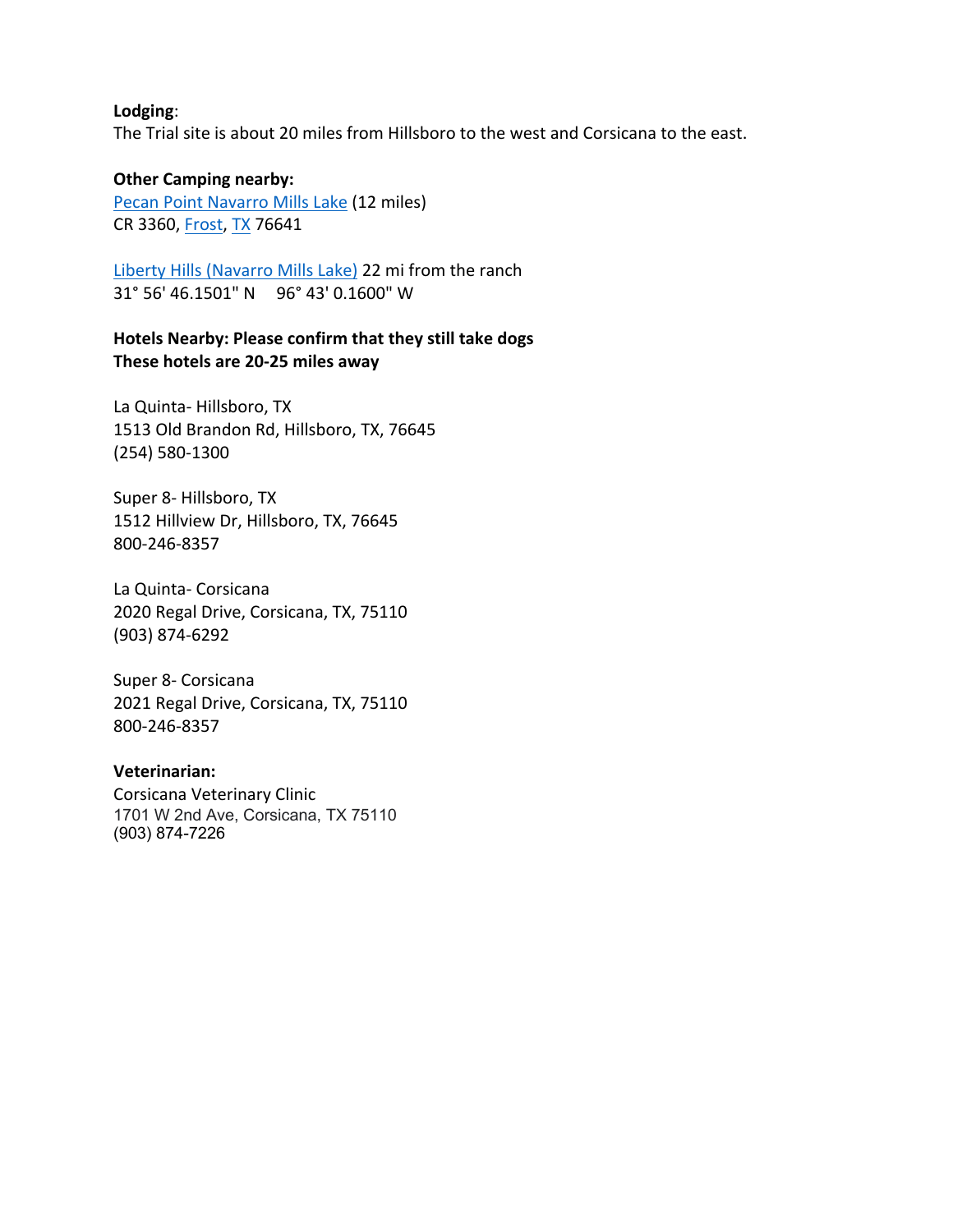**Lodging**:
The Trial site is about 20 miles from Hillsboro to the west and Corsicana to the east.

**Other Camping nearby:**
Pecan Point Navarro Mills Lake (12 miles)
CR 3360, Frost, TX 76641

Liberty Hills (Navarro Mills Lake) 22 mi from the ranch
31° 56' 46.1501" N     96° 43' 0.1600" W

**Hotels Nearby: Please confirm that they still take dogs**
**These hotels are 20-25 miles away**

La Quinta- Hillsboro, TX
1513 Old Brandon Rd, Hillsboro, TX, 76645
(254) 580-1300

Super 8- Hillsboro, TX
1512 Hillview Dr, Hillsboro, TX, 76645
800-246-8357

La Quinta- Corsicana
2020 Regal Drive, Corsicana, TX, 75110
(903) 874-6292

Super 8- Corsicana
2021 Regal Drive, Corsicana, TX, 75110
800-246-8357

**Veterinarian:**
Corsicana Veterinary Clinic
1701 W 2nd Ave, Corsicana, TX 75110
(903) 874-7226